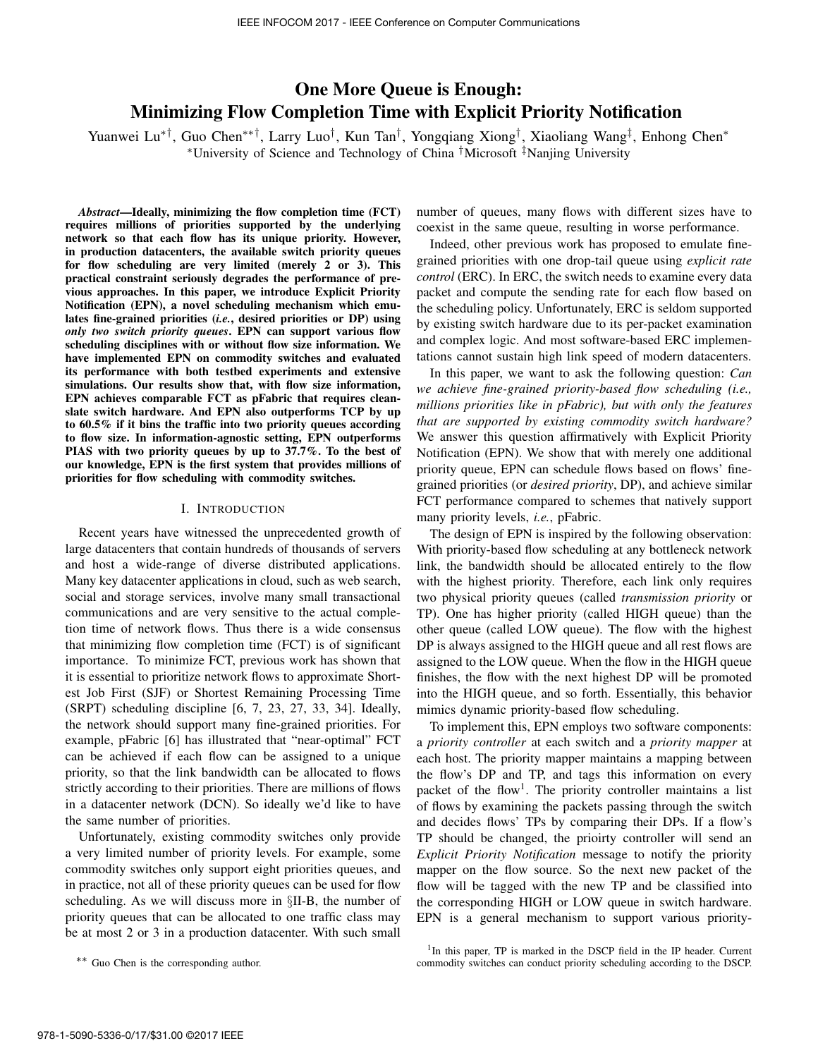# One More Queue is Enough: Minimizing Flow Completion Time with Explicit Priority Notification

Yuanwei Lu[*†], Guo Chen[**†], Larry Luo[†], Kun Tan[†], Yongqiang Xiong[†], Xiaoliang Wang[‡], Enhong Chen[*]

[*]University of Science and Technology of China [†]Microsoft [‡]Nanjing University

***Abstract*—Ideally, minimizing the flow completion time (FCT) requires millions of priorities supported by the underlying network so that each flow has its unique priority. However, in production datacenters, the available switch priority queues for flow scheduling are very limited (merely 2 or 3). This practical constraint seriously degrades the performance of previous approaches. In this paper, we introduce Explicit Priority Notification (EPN), a novel scheduling mechanism which emulates fine-grained priorities (*i.e.*, desired priorities or DP) using *only two switch priority queues*. EPN can support various flow scheduling disciplines with or without flow size information. We have implemented EPN on commodity switches and evaluated its performance with both testbed experiments and extensive simulations. Our results show that, with flow size information, EPN achieves comparable FCT as pFabric that requires clean-slate switch hardware. And EPN also outperforms TCP by up to 60.5% if it bins the traffic into two priority queues according to flow size. In information-agnostic setting, EPN outperforms PIAS with two priority queues by up to 37.7%. To the best of our knowledge, EPN is the first system that provides millions of priorities for flow scheduling with commodity switches.**

## I. Introduction

Recent years have witnessed the unprecedented growth of large datacenters that contain hundreds of thousands of servers and host a wide-range of diverse distributed applications. Many key datacenter applications in cloud, such as web search, social and storage services, involve many small transactional communications and are very sensitive to the actual completion time of network flows. Thus there is a wide consensus that minimizing flow completion time (FCT) is of significant importance. To minimize FCT, previous work has shown that it is essential to prioritize network flows to approximate Shortest Job First (SJF) or Shortest Remaining Processing Time (SRPT) scheduling discipline [6, 7, 23, 27, 33, 34]. Ideally, the network should support many fine-grained priorities. For example, pFabric [6] has illustrated that "near-optimal" FCT can be achieved if each flow can be assigned to a unique priority, so that the link bandwidth can be allocated to flows strictly according to their priorities. There are millions of flows in a datacenter network (DCN). So ideally we'd like to have the same number of priorities.

Unfortunately, existing commodity switches only provide a very limited number of priority levels. For example, some commodity switches only support eight priorities queues, and in practice, not all of these priority queues can be used for flow scheduling. As we will discuss more in §II-B, the number of priority queues that can be allocated to one traffic class may be at most 2 or 3 in a production datacenter. With such small number of queues, many flows with different sizes have to coexist in the same queue, resulting in worse performance.

Indeed, other previous work has proposed to emulate fine-grained priorities with one drop-tail queue using *explicit rate control* (ERC). In ERC, the switch needs to examine every data packet and compute the sending rate for each flow based on the scheduling policy. Unfortunately, ERC is seldom supported by existing switch hardware due to its per-packet examination and complex logic. And most software-based ERC implementations cannot sustain high link speed of modern datacenters.

In this paper, we want to ask the following question: *Can we achieve fine-grained priority-based flow scheduling (i.e., millions priorities like in pFabric), but with only the features that are supported by existing commodity switch hardware?* We answer this question affirmatively with Explicit Priority Notification (EPN). We show that with merely one additional priority queue, EPN can schedule flows based on flows' fine-grained priorities (or *desired priority*, DP), and achieve similar FCT performance compared to schemes that natively support many priority levels, *i.e.*, pFabric.

The design of EPN is inspired by the following observation: With priority-based flow scheduling at any bottleneck network link, the bandwidth should be allocated entirely to the flow with the highest priority. Therefore, each link only requires two physical priority queues (called *transmission priority* or TP). One has higher priority (called HIGH queue) than the other queue (called LOW queue). The flow with the highest DP is always assigned to the HIGH queue and all rest flows are assigned to the LOW queue. When the flow in the HIGH queue finishes, the flow with the next highest DP will be promoted into the HIGH queue, and so forth. Essentially, this behavior mimics dynamic priority-based flow scheduling.

To implement this, EPN employs two software components: a *priority controller* at each switch and a *priority mapper* at each host. The priority mapper maintains a mapping between the flow's DP and TP, and tags this information on every packet of the flow[1]. The priority controller maintains a list of flows by examining the packets passing through the switch and decides flows' TPs by comparing their DPs. If a flow's TP should be changed, the prioirty controller will send an *Explicit Priority Notification* message to notify the priority mapper on the flow source. So the next new packet of the flow will be tagged with the new TP and be classified into the corresponding HIGH or LOW queue in switch hardware. EPN is a general mechanism to support various priority-

[**] Guo Chen is the corresponding author.

[1]In this paper, TP is marked in the DSCP field in the IP header. Current commodity switches can conduct priority scheduling according to the DSCP.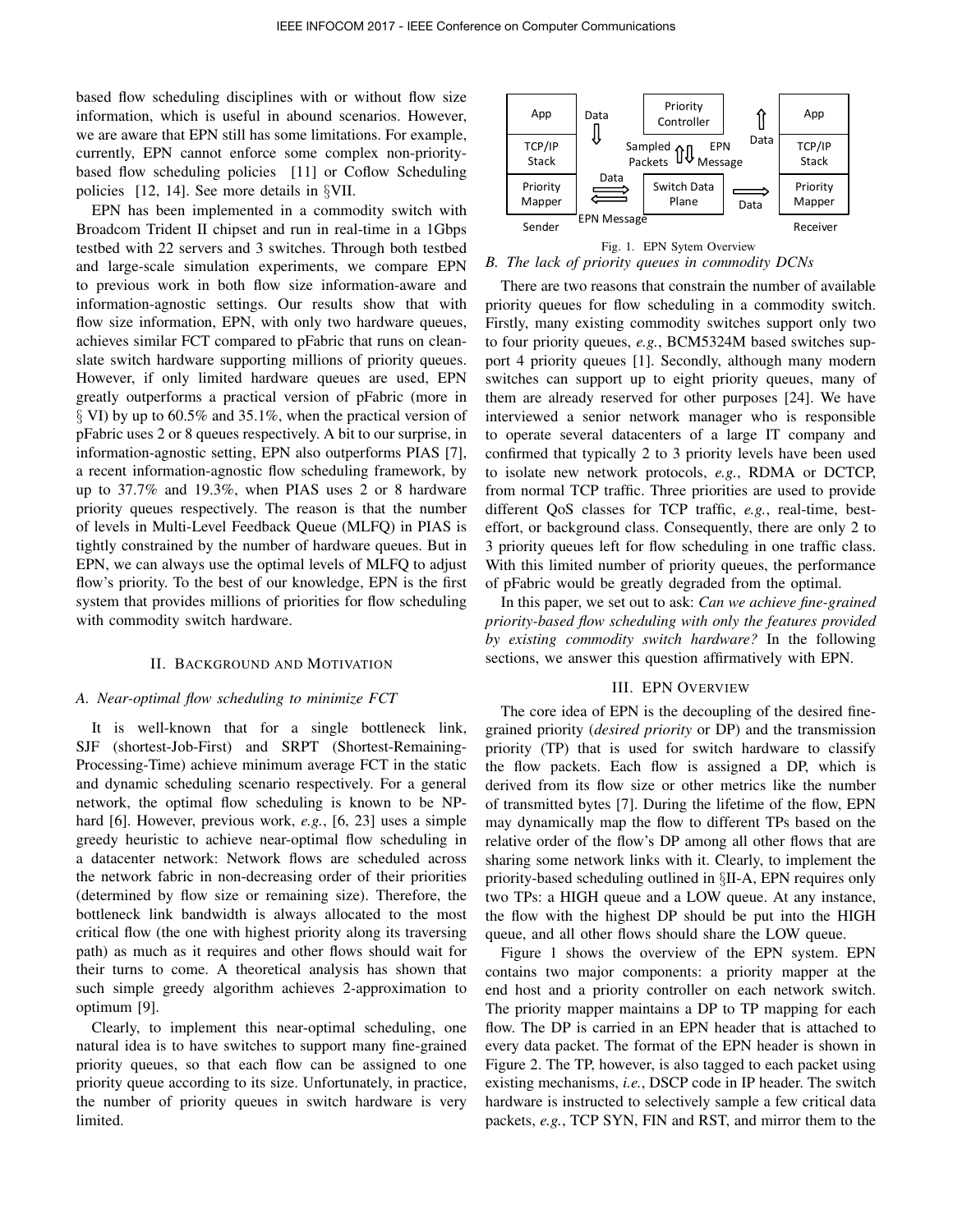based flow scheduling disciplines with or without flow size information, which is useful in abound scenarios. However, we are aware that EPN still has some limitations. For example, currently, EPN cannot enforce some complex non-priority-based flow scheduling policies [11] or Coflow Scheduling policies [12, 14]. See more details in §VII.

EPN has been implemented in a commodity switch with Broadcom Trident II chipset and run in real-time in a 1Gbps testbed with 22 servers and 3 switches. Through both testbed and large-scale simulation experiments, we compare EPN to previous work in both flow size information-aware and information-agnostic settings. Our results show that with flow size information, EPN, with only two hardware queues, achieves similar FCT compared to pFabric that runs on clean-slate switch hardware supporting millions of priority queues. However, if only limited hardware queues are used, EPN greatly outperforms a practical version of pFabric (more in § VI) by up to 60.5% and 35.1%, when the practical version of pFabric uses 2 or 8 queues respectively. A bit to our surprise, in information-agnostic setting, EPN also outperforms PIAS [7], a recent information-agnostic flow scheduling framework, by up to 37.7% and 19.3%, when PIAS uses 2 or 8 hardware priority queues respectively. The reason is that the number of levels in Multi-Level Feedback Queue (MLFQ) in PIAS is tightly constrained by the number of hardware queues. But in EPN, we can always use the optimal levels of MLFQ to adjust flow's priority. To the best of our knowledge, EPN is the first system that provides millions of priorities for flow scheduling with commodity switch hardware.

## II. Background and Motivation

### A. Near-optimal flow scheduling to minimize FCT

It is well-known that for a single bottleneck link, SJF (shortest-Job-First) and SRPT (Shortest-Remaining-Processing-Time) achieve minimum average FCT in the static and dynamic scheduling scenario respectively. For a general network, the optimal flow scheduling is known to be NP-hard [6]. However, previous work, *e.g.*, [6, 23] uses a simple greedy heuristic to achieve near-optimal flow scheduling in a datacenter network: Network flows are scheduled across the network fabric in non-decreasing order of their priorities (determined by flow size or remaining size). Therefore, the bottleneck link bandwidth is always allocated to the most critical flow (the one with highest priority along its traversing path) as much as it requires and other flows should wait for their turns to come. A theoretical analysis has shown that such simple greedy algorithm achieves 2-approximation to optimum [9].

Clearly, to implement this near-optimal scheduling, one natural idea is to have switches to support many fine-grained priority queues, so that each flow can be assigned to one priority queue according to its size. Unfortunately, in practice, the number of priority queues in switch hardware is very limited.

Fig. 1. EPN Sytem Overview

### B. The lack of priority queues in commodity DCNs

There are two reasons that constrain the number of available priority queues for flow scheduling in a commodity switch. Firstly, many existing commodity switches support only two to four priority queues, *e.g.*, BCM5324M based switches support 4 priority queues [1]. Secondly, although many modern switches can support up to eight priority queues, many of them are already reserved for other purposes [24]. We have interviewed a senior network manager who is responsible to operate several datacenters of a large IT company and confirmed that typically 2 to 3 priority levels have been used to isolate new network protocols, *e.g.*, RDMA or DCTCP, from normal TCP traffic. Three priorities are used to provide different QoS classes for TCP traffic, *e.g.*, real-time, best-effort, or background class. Consequently, there are only 2 to 3 priority queues left for flow scheduling in one traffic class. With this limited number of priority queues, the performance of pFabric would be greatly degraded from the optimal.

In this paper, we set out to ask: *Can we achieve fine-grained priority-based flow scheduling with only the features provided by existing commodity switch hardware?* In the following sections, we answer this question affirmatively with EPN.

## III. EPN Overview

The core idea of EPN is the decoupling of the desired fine-grained priority (*desired priority* or DP) and the transmission priority (TP) that is used for switch hardware to classify the flow packets. Each flow is assigned a DP, which is derived from its flow size or other metrics like the number of transmitted bytes [7]. During the lifetime of the flow, EPN may dynamically map the flow to different TPs based on the relative order of the flow's DP among all other flows that are sharing some network links with it. Clearly, to implement the priority-based scheduling outlined in §II-A, EPN requires only two TPs: a HIGH queue and a LOW queue. At any instance, the flow with the highest DP should be put into the HIGH queue, and all other flows should share the LOW queue.

Figure 1 shows the overview of the EPN system. EPN contains two major components: a priority mapper at the end host and a priority controller on each network switch. The priority mapper maintains a DP to TP mapping for each flow. The DP is carried in an EPN header that is attached to every data packet. The format of the EPN header is shown in Figure 2. The TP, however, is also tagged to each packet using existing mechanisms, *i.e.*, DSCP code in IP header. The switch hardware is instructed to selectively sample a few critical data packets, *e.g.*, TCP SYN, FIN and RST, and mirror them to the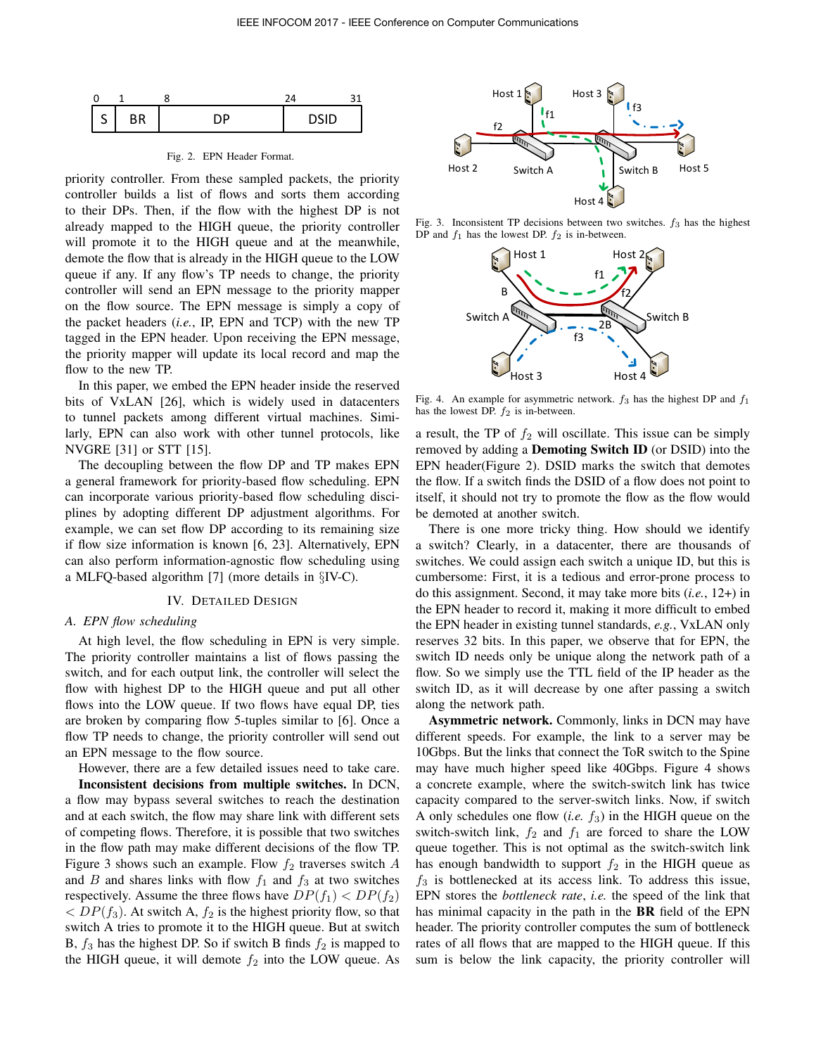| S | BR | DP | DSID |
|---|---|---|---|
| 0 | 1–8 | 8–24 | 24–31 |

Fig. 2. EPN Header Format.

priority controller. From these sampled packets, the priority controller builds a list of flows and sorts them according to their DPs. Then, if the flow with the highest DP is not already mapped to the HIGH queue, the priority controller will promote it to the HIGH queue and at the meanwhile, demote the flow that is already in the HIGH queue to the LOW queue if any. If any flow's TP needs to change, the priority controller will send an EPN message to the priority mapper on the flow source. The EPN message is simply a copy of the packet headers (*i.e.*, IP, EPN and TCP) with the new TP tagged in the EPN header. Upon receiving the EPN message, the priority mapper will update its local record and map the flow to the new TP.

In this paper, we embed the EPN header inside the reserved bits of VxLAN [26], which is widely used in datacenters to tunnel packets among different virtual machines. Similarly, EPN can also work with other tunnel protocols, like NVGRE [31] or STT [15].

The decoupling between the flow DP and TP makes EPN a general framework for priority-based flow scheduling. EPN can incorporate various priority-based flow scheduling disciplines by adopting different DP adjustment algorithms. For example, we can set flow DP according to its remaining size if flow size information is known [6, 23]. Alternatively, EPN can also perform information-agnostic flow scheduling using a MLFQ-based algorithm [7] (more details in §IV-C).

## IV. Detailed Design

### A. EPN flow scheduling

At high level, the flow scheduling in EPN is very simple. The priority controller maintains a list of flows passing the switch, and for each output link, the controller will select the flow with highest DP to the HIGH queue and put all other flows into the LOW queue. If two flows have equal DP, ties are broken by comparing flow 5-tuples similar to [6]. Once a flow TP needs to change, the priority controller will send out an EPN message to the flow source.

However, there are a few detailed issues need to take care.

**Inconsistent decisions from multiple switches.** In DCN, a flow may bypass several switches to reach the destination and at each switch, the flow may share link with different sets of competing flows. Therefore, it is possible that two switches in the flow path may make different decisions of the flow TP. Figure 3 shows such an example. Flow $f_2$ traverses switch $A$ and $B$ and shares links with flow $f_1$ and $f_3$ at two switches respectively. Assume the three flows have $DP(f_1) < DP(f_2) < DP(f_3)$. At switch A, $f_2$ is the highest priority flow, so that switch A tries to promote it to the HIGH queue. But at switch B, $f_3$ has the highest DP. So if switch B finds $f_2$ is mapped to the HIGH queue, it will demote $f_2$ into the LOW queue. As

Fig. 3. Inconsistent TP decisions between two switches. $f_3$ has the highest DP and $f_1$ has the lowest DP. $f_2$ is in-between.

Fig. 4. An example for asymmetric network. $f_3$ has the highest DP and $f_1$ has the lowest DP. $f_2$ is in-between.

a result, the TP of $f_2$ will oscillate. This issue can be simply removed by adding a **Demoting Switch ID** (or DSID) into the EPN header(Figure 2). DSID marks the switch that demotes the flow. If a switch finds the DSID of a flow does not point to itself, it should not try to promote the flow as the flow would be demoted at another switch.

There is one more tricky thing. How should we identify a switch? Clearly, in a datacenter, there are thousands of switches. We could assign each switch a unique ID, but this is cumbersome: First, it is a tedious and error-prone process to do this assignment. Second, it may take more bits (*i.e.*, 12+) in the EPN header to record it, making it more difficult to embed the EPN header in existing tunnel standards, *e.g.*, VxLAN only reserves 32 bits. In this paper, we observe that for EPN, the switch ID needs only be unique along the network path of a flow. So we simply use the TTL field of the IP header as the switch ID, as it will decrease by one after passing a switch along the network path.

**Asymmetric network.** Commonly, links in DCN may have different speeds. For example, the link to a server may be 10Gbps. But the links that connect the ToR switch to the Spine may have much higher speed like 40Gbps. Figure 4 shows a concrete example, where the switch-switch link has twice capacity compared to the server-switch links. Now, if switch A only schedules one flow (*i.e.* $f_3$) in the HIGH queue on the switch-switch link, $f_2$ and $f_1$ are forced to share the LOW queue together. This is not optimal as the switch-switch link has enough bandwidth to support $f_2$ in the HIGH queue as $f_3$ is bottlenecked at its access link. To address this issue, EPN stores the *bottleneck rate*, *i.e.* the speed of the link that has minimal capacity in the path in the **BR** field of the EPN header. The priority controller computes the sum of bottleneck rates of all flows that are mapped to the HIGH queue. If this sum is below the link capacity, the priority controller will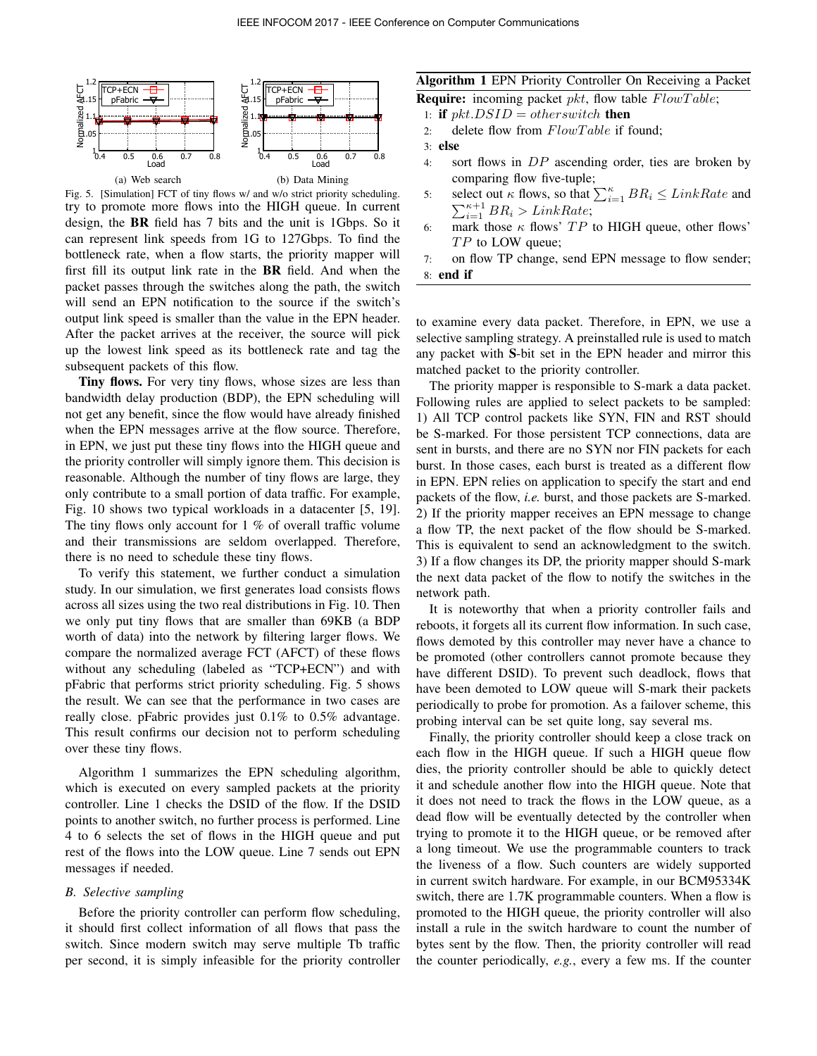Fig. 5. [Simulation] FCT of tiny flows w/ and w/o strict priority scheduling.

(a) Web search

(b) Data Mining

try to promote more flows into the HIGH queue. In current design, the **BR** field has 7 bits and the unit is 1Gbps. So it can represent link speeds from 1G to 127Gbps. To find the bottleneck rate, when a flow starts, the priority mapper will first fill its output link rate in the **BR** field. And when the packet passes through the switches along the path, the switch will send an EPN notification to the source if the switch's output link speed is smaller than the value in the EPN header. After the packet arrives at the receiver, the source will pick up the lowest link speed as its bottleneck rate and tag the subsequent packets of this flow.

**Tiny flows.** For very tiny flows, whose sizes are less than bandwidth delay production (BDP), the EPN scheduling will not get any benefit, since the flow would have already finished when the EPN messages arrive at the flow source. Therefore, in EPN, we just put these tiny flows into the HIGH queue and the priority controller will simply ignore them. This decision is reasonable. Although the number of tiny flows are large, they only contribute to a small portion of data traffic. For example, Fig. 10 shows two typical workloads in a datacenter [5, 19]. The tiny flows only account for 1 % of overall traffic volume and their transmissions are seldom overlapped. Therefore, there is no need to schedule these tiny flows.

To verify this statement, we further conduct a simulation study. In our simulation, we first generates load consists flows across all sizes using the two real distributions in Fig. 10. Then we only put tiny flows that are smaller than 69KB (a BDP worth of data) into the network by filtering larger flows. We compare the normalized average FCT (AFCT) of these flows without any scheduling (labeled as "TCP+ECN") and with pFabric that performs strict priority scheduling. Fig. 5 shows the result. We can see that the performance in two cases are really close. pFabric provides just 0.1% to 0.5% advantage. This result confirms our decision not to perform scheduling over these tiny flows.

Algorithm 1 summarizes the EPN scheduling algorithm, which is executed on every sampled packets at the priority controller. Line 1 checks the DSID of the flow. If the DSID points to another switch, no further process is performed. Line 4 to 6 selects the set of flows in the HIGH queue and put rest of the flows into the LOW queue. Line 7 sends out EPN messages if needed.

### B. Selective sampling

Before the priority controller can perform flow scheduling, it should first collect information of all flows that pass the switch. Since modern switch may serve multiple Tb traffic per second, it is simply infeasible for the priority controller to examine every data packet. Therefore, in EPN, we use a selective sampling strategy. A preinstalled rule is used to match any packet with **S**-bit set in the EPN header and mirror this matched packet to the priority controller.

**Algorithm 1** EPN Priority Controller On Receiving a Packet

**Require:** incoming packet $pkt$, flow table $FlowTable$;
1: **if** $pkt.DSID = otherswitch$ **then**
2: delete flow from $FlowTable$ if found;
3: **else**
4: sort flows in $DP$ ascending order, ties are broken by comparing flow five-tuple;
5: select out $\kappa$ flows, so that $\sum_{i=1}^{\kappa} BR_i \leq LinkRate$ and $\sum_{i=1}^{\kappa+1} BR_i > LinkRate$;
6: mark those $\kappa$ flows' $TP$ to HIGH queue, other flows' $TP$ to LOW queue;
7: on flow TP change, send EPN message to flow sender;
8: **end if**

The priority mapper is responsible to S-mark a data packet. Following rules are applied to select packets to be sampled: 1) All TCP control packets like SYN, FIN and RST should be S-marked. For those persistent TCP connections, data are sent in bursts, and there are no SYN nor FIN packets for each burst. In those cases, each burst is treated as a different flow in EPN. EPN relies on application to specify the start and end packets of the flow, *i.e.* burst, and those packets are S-marked. 2) If the priority mapper receives an EPN message to change a flow TP, the next packet of the flow should be S-marked. This is equivalent to send an acknowledgment to the switch. 3) If a flow changes its DP, the priority mapper should S-mark the next data packet of the flow to notify the switches in the network path.

It is noteworthy that when a priority controller fails and reboots, it forgets all its current flow information. In such case, flows demoted by this controller may never have a chance to be promoted (other controllers cannot promote because they have different DSID). To prevent such deadlock, flows that have been demoted to LOW queue will S-mark their packets periodically to probe for promotion. As a failover scheme, this probing interval can be set quite long, say several ms.

Finally, the priority controller should keep a close track on each flow in the HIGH queue. If such a HIGH queue flow dies, the priority controller should be able to quickly detect it and schedule another flow into the HIGH queue. Note that it does not need to track the flows in the LOW queue, as a dead flow will be eventually detected by the controller when trying to promote it to the HIGH queue, or be removed after a long timeout. We use the programmable counters to track the liveness of a flow. Such counters are widely supported in current switch hardware. For example, in our BCM95334K switch, there are 1.7K programmable counters. When a flow is promoted to the HIGH queue, the priority controller will also install a rule in the switch hardware to count the number of bytes sent by the flow. Then, the priority controller will read the counter periodically, *e.g.*, every a few ms. If the counter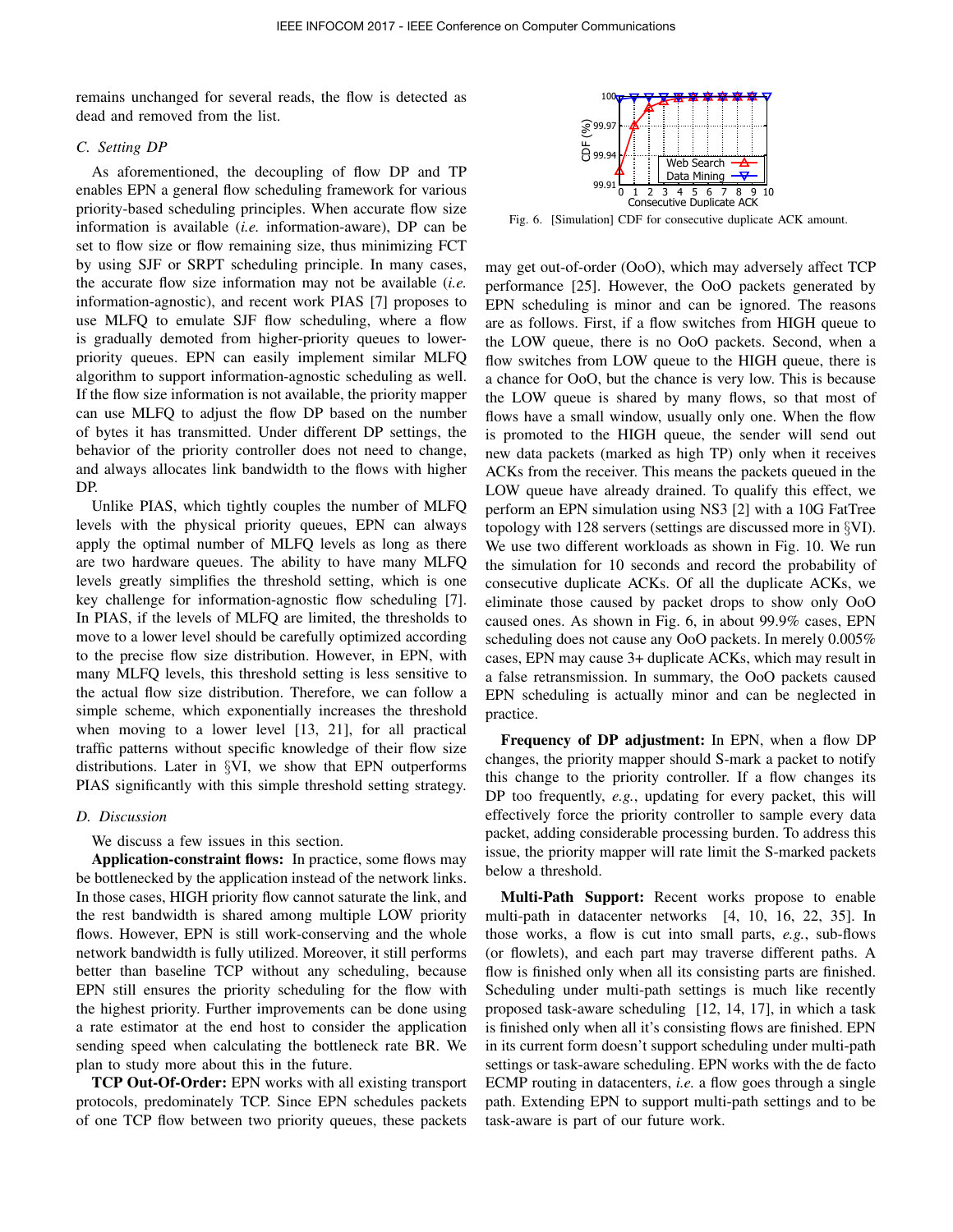remains unchanged for several reads, the flow is detected as dead and removed from the list.

### C. Setting DP

As aforementioned, the decoupling of flow DP and TP enables EPN a general flow scheduling framework for various priority-based scheduling principles. When accurate flow size information is available (*i.e.* information-aware), DP can be set to flow size or flow remaining size, thus minimizing FCT by using SJF or SRPT scheduling principle. In many cases, the accurate flow size information may not be available (*i.e.* information-agnostic), and recent work PIAS [7] proposes to use MLFQ to emulate SJF flow scheduling, where a flow is gradually demoted from higher-priority queues to lower-priority queues. EPN can easily implement similar MLFQ algorithm to support information-agnostic scheduling as well. If the flow size information is not available, the priority mapper can use MLFQ to adjust the flow DP based on the number of bytes it has transmitted. Under different DP settings, the behavior of the priority controller does not need to change, and always allocates link bandwidth to the flows with higher DP.

Unlike PIAS, which tightly couples the number of MLFQ levels with the physical priority queues, EPN can always apply the optimal number of MLFQ levels as long as there are two hardware queues. The ability to have many MLFQ levels greatly simplifies the threshold setting, which is one key challenge for information-agnostic flow scheduling [7]. In PIAS, if the levels of MLFQ are limited, the thresholds to move to a lower level should be carefully optimized according to the precise flow size distribution. However, in EPN, with many MLFQ levels, this threshold setting is less sensitive to the actual flow size distribution. Therefore, we can follow a simple scheme, which exponentially increases the threshold when moving to a lower level [13, 21], for all practical traffic patterns without specific knowledge of their flow size distributions. Later in §VI, we show that EPN outperforms PIAS significantly with this simple threshold setting strategy.

### D. Discussion

We discuss a few issues in this section.

**Application-constraint flows:** In practice, some flows may be bottlenecked by the application instead of the network links. In those cases, HIGH priority flow cannot saturate the link, and the rest bandwidth is shared among multiple LOW priority flows. However, EPN is still work-conserving and the whole network bandwidth is fully utilized. Moreover, it still performs better than baseline TCP without any scheduling, because EPN still ensures the priority scheduling for the flow with the highest priority. Further improvements can be done using a rate estimator at the end host to consider the application sending speed when calculating the bottleneck rate BR. We plan to study more about this in the future.

**TCP Out-Of-Order:** EPN works with all existing transport protocols, predominately TCP. Since EPN schedules packets of one TCP flow between two priority queues, these packets may get out-of-order (OoO), which may adversely affect TCP performance [25]. However, the OoO packets generated by EPN scheduling is minor and can be ignored. The reasons are as follows. First, if a flow switches from HIGH queue to the LOW queue, there is no OoO packets. Second, when a flow switches from LOW queue to the HIGH queue, there is a chance for OoO, but the chance is very low. This is because the LOW queue is shared by many flows, so that most of flows have a small window, usually only one. When the flow is promoted to the HIGH queue, the sender will send out new data packets (marked as high TP) only when it receives ACKs from the receiver. This means the packets queued in the LOW queue have already drained. To qualify this effect, we perform an EPN simulation using NS3 [2] with a 10G FatTree topology with 128 servers (settings are discussed more in §VI). We use two different workloads as shown in Fig. 10. We run the simulation for 10 seconds and record the probability of consecutive duplicate ACKs. Of all the duplicate ACKs, we eliminate those caused by packet drops to show only OoO caused ones. As shown in Fig. 6, in about 99.9% cases, EPN scheduling does not cause any OoO packets. In merely 0.005% cases, EPN may cause 3+ duplicate ACKs, which may result in a false retransmission. In summary, the OoO packets caused EPN scheduling is actually minor and can be neglected in practice.

100
99.97
99.94
99.91
CDF (%)
0 1 2 3 4 5 6 7 8 9 10
Consecutive Duplicate ACK
Web Search
Data Mining

Fig. 6. [Simulation] CDF for consecutive duplicate ACK amount.

**Frequency of DP adjustment:** In EPN, when a flow DP changes, the priority mapper should S-mark a packet to notify this change to the priority controller. If a flow changes its DP too frequently, *e.g.*, updating for every packet, this will effectively force the priority controller to sample every data packet, adding considerable processing burden. To address this issue, the priority mapper will rate limit the S-marked packets below a threshold.

**Multi-Path Support:** Recent works propose to enable multi-path in datacenter networks [4, 10, 16, 22, 35]. In those works, a flow is cut into small parts, *e.g.*, sub-flows (or flowlets), and each part may traverse different paths. A flow is finished only when all its consisting parts are finished. Scheduling under multi-path settings is much like recently proposed task-aware scheduling [12, 14, 17], in which a task is finished only when all it's consisting flows are finished. EPN in its current form doesn't support scheduling under multi-path settings or task-aware scheduling. EPN works with the de facto ECMP routing in datacenters, *i.e.* a flow goes through a single path. Extending EPN to support multi-path settings and to be task-aware is part of our future work.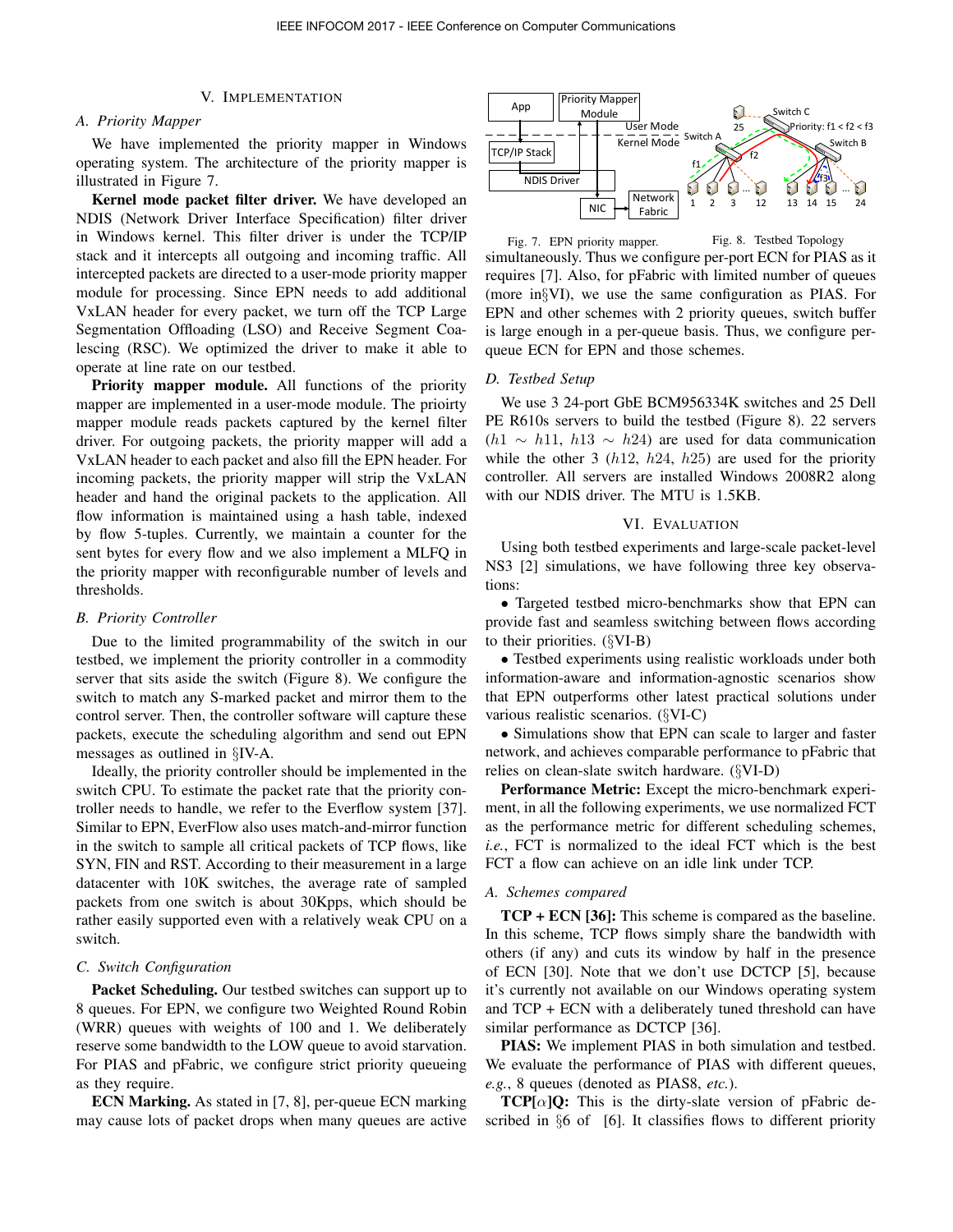## V. Implementation

### A. Priority Mapper

We have implemented the priority mapper in Windows operating system. The architecture of the priority mapper is illustrated in Figure 7.

**Kernel mode packet filter driver.** We have developed an NDIS (Network Driver Interface Specification) filter driver in Windows kernel. This filter driver is under the TCP/IP stack and it intercepts all outgoing and incoming traffic. All intercepted packets are directed to a user-mode priority mapper module for processing. Since EPN needs to add additional VxLAN header for every packet, we turn off the TCP Large Segmentation Offloading (LSO) and Receive Segment Coalescing (RSC). We optimized the driver to make it able to operate at line rate on our testbed.

**Priority mapper module.** All functions of the priority mapper are implemented in a user-mode module. The prioirty mapper module reads packets captured by the kernel filter driver. For outgoing packets, the priority mapper will add a VxLAN header to each packet and also fill the EPN header. For incoming packets, the priority mapper will strip the VxLAN header and hand the original packets to the application. All flow information is maintained using a hash table, indexed by flow 5-tuples. Currently, we maintain a counter for the sent bytes for every flow and we also implement a MLFQ in the priority mapper with reconfigurable number of levels and thresholds.

### B. Priority Controller

Due to the limited programmability of the switch in our testbed, we implement the priority controller in a commodity server that sits aside the switch (Figure 8). We configure the switch to match any S-marked packet and mirror them to the control server. Then, the controller software will capture these packets, execute the scheduling algorithm and send out EPN messages as outlined in §IV-A.

Ideally, the priority controller should be implemented in the switch CPU. To estimate the packet rate that the priority controller needs to handle, we refer to the Everflow system [37]. Similar to EPN, EverFlow also uses match-and-mirror function in the switch to sample all critical packets of TCP flows, like SYN, FIN and RST. According to their measurement in a large datacenter with 10K switches, the average rate of sampled packets from one switch is about 30Kpps, which should be rather easily supported even with a relatively weak CPU on a switch.

### C. Switch Configuration

**Packet Scheduling.** Our testbed switches can support up to 8 queues. For EPN, we configure two Weighted Round Robin (WRR) queues with weights of 100 and 1. We deliberately reserve some bandwidth to the LOW queue to avoid starvation. For PIAS and pFabric, we configure strict priority queueing as they require.

**ECN Marking.** As stated in [7, 8], per-queue ECN marking may cause lots of packet drops when many queues are active simultaneously. Thus we configure per-port ECN for PIAS as it requires [7]. Also, for pFabric with limited number of queues (more in§VI), we use the same configuration as PIAS. For EPN and other schemes with 2 priority queues, switch buffer is large enough in a per-queue basis. Thus, we configure per-queue ECN for EPN and those schemes.

Fig. 7. EPN priority mapper.

Fig. 8. Testbed Topology

### D. Testbed Setup

We use 3 24-port GbE BCM956334K switches and 25 Dell PE R610s servers to build the testbed (Figure 8). 22 servers ($h1 \sim h11$, $h13 \sim h24$) are used for data communication while the other 3 ($h12$, $h24$, $h25$) are used for the priority controller. All servers are installed Windows 2008R2 along with our NDIS driver. The MTU is 1.5KB.

## VI. Evaluation

Using both testbed experiments and large-scale packet-level NS3 [2] simulations, we have following three key observations:

- Targeted testbed micro-benchmarks show that EPN can provide fast and seamless switching between flows according to their priorities. (§VI-B)
- Testbed experiments using realistic workloads under both information-aware and information-agnostic scenarios show that EPN outperforms other latest practical solutions under various realistic scenarios. (§VI-C)
- Simulations show that EPN can scale to larger and faster network, and achieves comparable performance to pFabric that relies on clean-slate switch hardware. (§VI-D)

**Performance Metric:** Except the micro-benchmark experiment, in all the following experiments, we use normalized FCT as the performance metric for different scheduling schemes, *i.e.*, FCT is normalized to the ideal FCT which is the best FCT a flow can achieve on an idle link under TCP.

### A. Schemes compared

**TCP + ECN [36]:** This scheme is compared as the baseline. In this scheme, TCP flows simply share the bandwidth with others (if any) and cuts its window by half in the presence of ECN [30]. Note that we don't use DCTCP [5], because it's currently not available on our Windows operating system and TCP + ECN with a deliberately tuned threshold can have similar performance as DCTCP [36].

**PIAS:** We implement PIAS in both simulation and testbed. We evaluate the performance of PIAS with different queues, *e.g.*, 8 queues (denoted as PIAS8, *etc.*).

**TCP[$\alpha$]Q:** This is the dirty-slate version of pFabric described in §6 of [6]. It classifies flows to different priority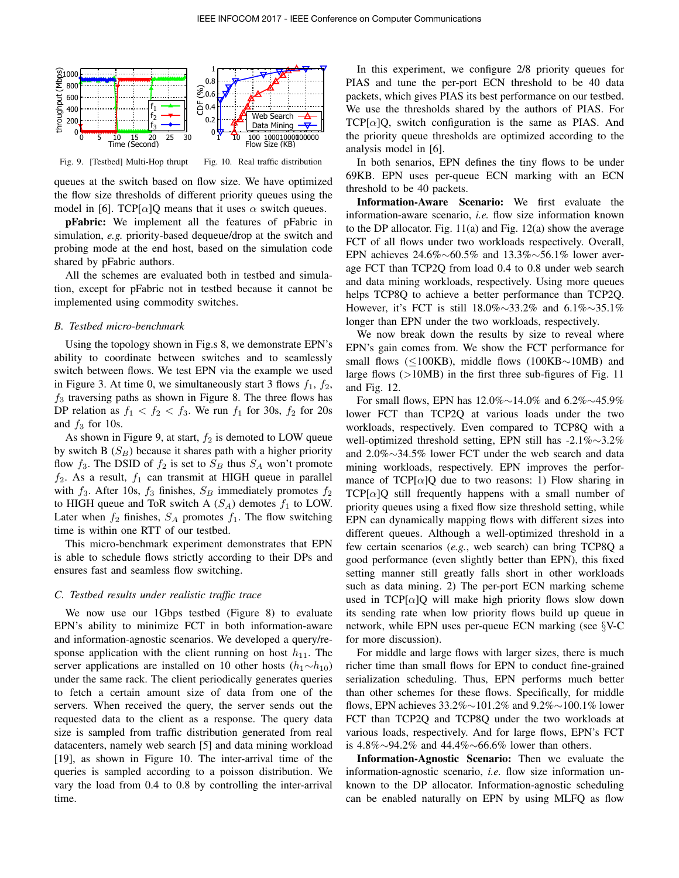Fig. 9. [Testbed] Multi-Hop thrupt

Fig. 10. Real traffic distribution

queues at the switch based on flow size. We have optimized the flow size thresholds of different priority queues using the model in [6]. TCP[$\alpha$]Q means that it uses $\alpha$ switch queues.

**pFabric:** We implement all the features of pFabric in simulation, *e.g.* priority-based dequeue/drop at the switch and probing mode at the end host, based on the simulation code shared by pFabric authors.

All the schemes are evaluated both in testbed and simulation, except for pFabric not in testbed because it cannot be implemented using commodity switches.

### *B. Testbed micro-benchmark*

Using the topology shown in Fig.s 8, we demonstrate EPN's ability to coordinate between switches and to seamlessly switch between flows. We test EPN via the example we used in Figure 3. At time 0, we simultaneously start 3 flows $f_1$, $f_2$, $f_3$ traversing paths as shown in Figure 8. The three flows has DP relation as $f_1 < f_2 < f_3$. We run $f_1$ for 30s, $f_2$ for 20s and $f_3$ for 10s.

As shown in Figure 9, at start, $f_2$ is demoted to LOW queue by switch B ($S_B$) because it shares path with a higher priority flow $f_3$. The DSID of $f_2$ is set to $S_B$ thus $S_A$ won't promote $f_2$. As a result, $f_1$ can transmit at HIGH queue in parallel with $f_3$. After 10s, $f_3$ finishes, $S_B$ immediately promotes $f_2$ to HIGH queue and ToR switch A ($S_A$) demotes $f_1$ to LOW. Later when $f_2$ finishes, $S_A$ promotes $f_1$. The flow switching time is within one RTT of our testbed.

This micro-benchmark experiment demonstrates that EPN is able to schedule flows strictly according to their DPs and ensures fast and seamless flow switching.

### *C. Testbed results under realistic traffic trace*

We now use our 1Gbps testbed (Figure 8) to evaluate EPN's ability to minimize FCT in both information-aware and information-agnostic scenarios. We developed a query/response application with the client running on host $h_{11}$. The server applications are installed on 10 other hosts ($h_1 \sim h_{10}$) under the same rack. The client periodically generates queries to fetch a certain amount size of data from one of the servers. When received the query, the server sends out the requested data to the client as a response. The query data size is sampled from traffic distribution generated from real datacenters, namely web search [5] and data mining workload [19], as shown in Figure 10. The inter-arrival time of the queries is sampled according to a poisson distribution. We vary the load from 0.4 to 0.8 by controlling the inter-arrival time.

In this experiment, we configure 2/8 priority queues for PIAS and tune the per-port ECN threshold to be 40 data packets, which gives PIAS its best performance on our testbed. We use the thresholds shared by the authors of PIAS. For TCP[$\alpha$]Q, switch configuration is the same as PIAS. And the priority queue thresholds are optimized according to the analysis model in [6].

In both senarios, EPN defines the tiny flows to be under 69KB. EPN uses per-queue ECN marking with an ECN threshold to be 40 packets.

**Information-Aware Scenario:** We first evaluate the information-aware scenario, *i.e.* flow size information known to the DP allocator. Fig. 11(a) and Fig. 12(a) show the average FCT of all flows under two workloads respectively. Overall, EPN achieves 24.6%$\sim$60.5% and 13.3%$\sim$56.1% lower average FCT than TCP2Q from load 0.4 to 0.8 under web search and data mining workloads, respectively. Using more queues helps TCP8Q to achieve a better performance than TCP2Q. However, it's FCT is still 18.0%$\sim$33.2% and 6.1%$\sim$35.1% longer than EPN under the two workloads, respectively.

We now break down the results by size to reveal where EPN's gain comes from. We show the FCT performance for small flows ($\leq$100KB), middle flows (100KB$\sim$10MB) and large flows ($>$10MB) in the first three sub-figures of Fig. 11 and Fig. 12.

For small flows, EPN has 12.0%$\sim$14.0% and 6.2%$\sim$45.9% lower FCT than TCP2Q at various loads under the two workloads, respectively. Even compared to TCP8Q with a well-optimized threshold setting, EPN still has -2.1%$\sim$3.2% and 2.0%$\sim$34.5% lower FCT under the web search and data mining workloads, respectively. EPN improves the performance of TCP[$\alpha$]Q due to two reasons: 1) Flow sharing in TCP[$\alpha$]Q still frequently happens with a small number of priority queues using a fixed flow size threshold setting, while EPN can dynamically mapping flows with different sizes into different queues. Although a well-optimized threshold in a few certain scenarios (*e.g.*, web search) can bring TCP8Q a good performance (even slightly better than EPN), this fixed setting manner still greatly falls short in other workloads such as data mining. 2) The per-port ECN marking scheme used in TCP[$\alpha$]Q will make high priority flows slow down its sending rate when low priority flows build up queue in network, while EPN uses per-queue ECN marking (see §V-C for more discussion).

For middle and large flows with larger sizes, there is much richer time than small flows for EPN to conduct fine-grained serialization scheduling. Thus, EPN performs much better than other schemes for these flows. Specifically, for middle flows, EPN achieves 33.2%$\sim$101.2% and 9.2%$\sim$100.1% lower FCT than TCP2Q and TCP8Q under the two workloads at various loads, respectively. And for large flows, EPN's FCT is 4.8%$\sim$94.2% and 44.4%$\sim$66.6% lower than others.

**Information-Agnostic Scenario:** Then we evaluate the information-agnostic scenario, *i.e.* flow size information unknown to the DP allocator. Information-agnostic scheduling can be enabled naturally on EPN by using MLFQ as flow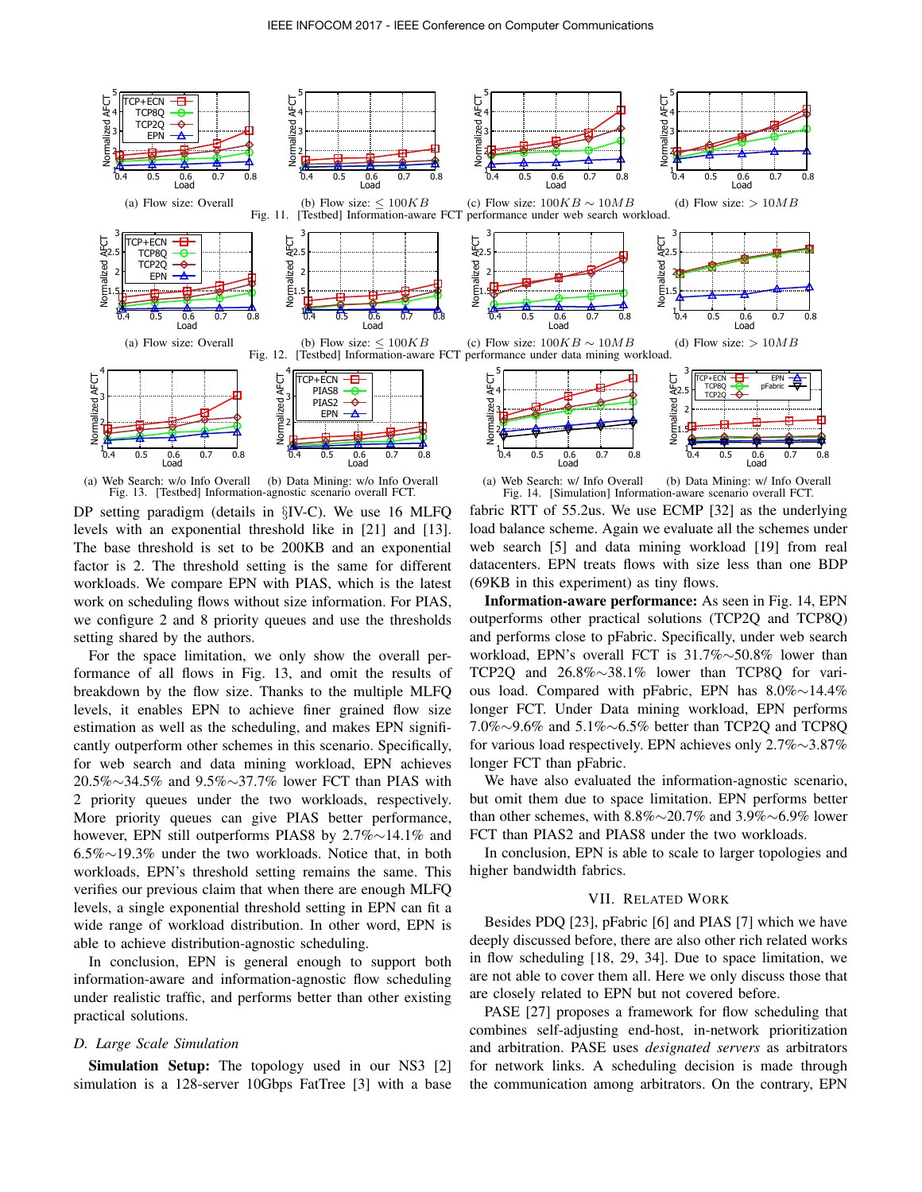(a) Flow size: Overall (b) Flow size: $\leq 100KB$ (c) Flow size: $100KB \sim 10MB$ (d) Flow size: $> 10MB$

Fig. 11. [Testbed] Information-aware FCT performance under web search workload.

(a) Flow size: Overall (b) Flow size: $\leq 100KB$ (c) Flow size: $100KB \sim 10MB$ (d) Flow size: $> 10MB$

Fig. 12. [Testbed] Information-aware FCT performance under data mining workload.

(a) Web Search: w/o Info Overall (b) Data Mining: w/o Info Overall

Fig. 13. [Testbed] Information-agnostic scenario overall FCT.

(a) Web Search: w/ Info Overall (b) Data Mining: w/ Info Overall

Fig. 14. [Simulation] Information-aware scenario overall FCT.

DP setting paradigm (details in §IV-C). We use 16 MLFQ levels with an exponential threshold like in [21] and [13]. The base threshold is set to be 200KB and an exponential factor is 2. The threshold setting is the same for different workloads. We compare EPN with PIAS, which is the latest work on scheduling flows without size information. For PIAS, we configure 2 and 8 priority queues and use the thresholds setting shared by the authors.

For the space limitation, we only show the overall performance of all flows in Fig. 13, and omit the results of breakdown by the flow size. Thanks to the multiple MLFQ levels, it enables EPN to achieve finer grained flow size estimation as well as the scheduling, and makes EPN significantly outperform other schemes in this scenario. Specifically, for web search and data mining workload, EPN achieves 20.5%∼34.5% and 9.5%∼37.7% lower FCT than PIAS with 2 priority queues under the two workloads, respectively. More priority queues can give PIAS better performance, however, EPN still outperforms PIAS8 by 2.7%∼14.1% and 6.5%∼19.3% under the two workloads. Notice that, in both workloads, EPN's threshold setting remains the same. This verifies our previous claim that when there are enough MLFQ levels, a single exponential threshold setting in EPN can fit a wide range of workload distribution. In other word, EPN is able to achieve distribution-agnostic scheduling.

In conclusion, EPN is general enough to support both information-aware and information-agnostic flow scheduling under realistic traffic, and performs better than other existing practical solutions.

### D. Large Scale Simulation

**Simulation Setup:** The topology used in our NS3 [2] simulation is a 128-server 10Gbps FatTree [3] with a base fabric RTT of 55.2us. We use ECMP [32] as the underlying load balance scheme. Again we evaluate all the schemes under web search [5] and data mining workload [19] from real datacenters. EPN treats flows with size less than one BDP (69KB in this experiment) as tiny flows.

**Information-aware performance:** As seen in Fig. 14, EPN outperforms other practical solutions (TCP2Q and TCP8Q) and performs close to pFabric. Specifically, under web search workload, EPN's overall FCT is 31.7%∼50.8% lower than TCP2Q and 26.8%∼38.1% lower than TCP8Q for various load. Compared with pFabric, EPN has 8.0%∼14.4% longer FCT. Under Data mining workload, EPN performs 7.0%∼9.6% and 5.1%∼6.5% better than TCP2Q and TCP8Q for various load respectively. EPN achieves only 2.7%∼3.87% longer FCT than pFabric.

We have also evaluated the information-agnostic scenario, but omit them due to space limitation. EPN performs better than other schemes, with 8.8%∼20.7% and 3.9%∼6.9% lower FCT than PIAS2 and PIAS8 under the two workloads.

In conclusion, EPN is able to scale to larger topologies and higher bandwidth fabrics.

## VII. Related Work

Besides PDQ [23], pFabric [6] and PIAS [7] which we have deeply discussed before, there are also other rich related works in flow scheduling [18, 29, 34]. Due to space limitation, we are not able to cover them all. Here we only discuss those that are closely related to EPN but not covered before.

PASE [27] proposes a framework for flow scheduling that combines self-adjusting end-host, in-network prioritization and arbitration. PASE uses *designated servers* as arbitrators for network links. A scheduling decision is made through the communication among arbitrators. On the contrary, EPN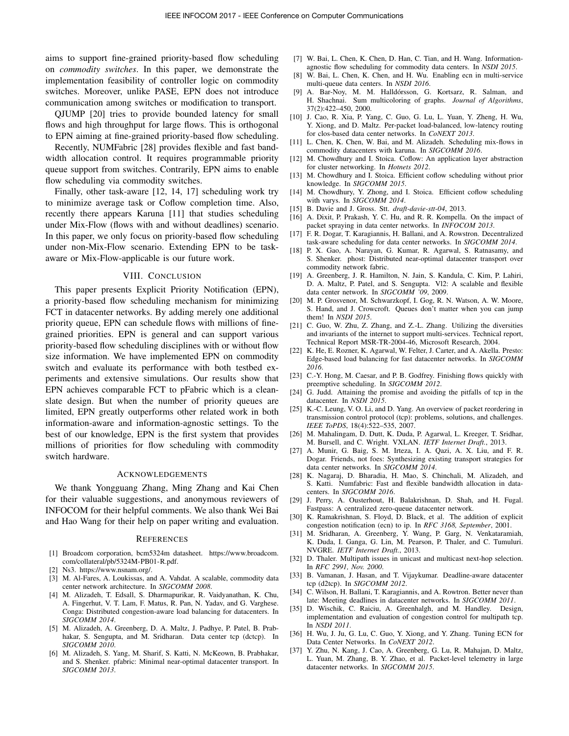aims to support fine-grained priority-based flow scheduling on *commodity switches*. In this paper, we demonstrate the implementation feasibility of controller logic on commodity switches. Moreover, unlike PASE, EPN does not introduce communication among switches or modification to transport.

QJUMP [20] tries to provide bounded latency for small flows and high throughput for large flows. This is orthogonal to EPN aiming at fine-grained priority-based flow scheduling.

Recently, NUMFabric [28] provides flexible and fast bandwidth allocation control. It requires programmable priority queue support from switches. Contrarily, EPN aims to enable flow scheduling via commodity switches.

Finally, other task-aware [12, 14, 17] scheduling work try to minimize average task or Coflow completion time. Also, recently there appears Karuna [11] that studies scheduling under Mix-Flow (flows with and without deadlines) scenario. In this paper, we only focus on priority-based flow scheduling under non-Mix-Flow scenario. Extending EPN to be task-aware or Mix-Flow-applicable is our future work.

## VIII. Conclusion

This paper presents Explicit Priority Notification (EPN), a priority-based flow scheduling mechanism for minimizing FCT in datacenter networks. By adding merely one additional priority queue, EPN can schedule flows with millions of fine-grained priorities. EPN is general and can support various priority-based flow scheduling disciplines with or without flow size information. We have implemented EPN on commodity switch and evaluate its performance with both testbed experiments and extensive simulations. Our results show that EPN achieves comparable FCT to pFabric which is a clean-slate design. But when the number of priority queues are limited, EPN greatly outperforms other related work in both information-aware and information-agnostic settings. To the best of our knowledge, EPN is the first system that provides millions of priorities for flow scheduling with commodity switch hardware.

## Acknowledgements

We thank Yongguang Zhang, Ming Zhang and Kai Chen for their valuable suggestions, and anonymous reviewers of INFOCOM for their helpful comments. We also thank Wei Bai and Hao Wang for their help on paper writing and evaluation.

## References

[1] Broadcom corporation, bcm5324m datasheet. https://www.broadcom.com/collateral/pb/5324M-PB01-R.pdf.

[2] Ns3. https://www.nsnam.org/.

[3] M. Al-Fares, A. Loukissas, and A. Vahdat. A scalable, commodity data center network architecture. In *SIGCOMM 2008*.

[4] M. Alizadeh, T. Edsall, S. Dharmapurikar, R. Vaidyanathan, K. Chu, A. Fingerhut, V. T. Lam, F. Matus, R. Pan, N. Yadav, and G. Varghese. Conga: Distributed congestion-aware load balancing for datacenters. In *SIGCOMM 2014*.

[5] M. Alizadeh, A. Greenberg, D. A. Maltz, J. Padhye, P. Patel, B. Prabhakar, S. Sengupta, and M. Sridharan. Data center tcp (dctcp). In *SIGCOMM 2010*.

[6] M. Alizadeh, S. Yang, M. Sharif, S. Katti, N. McKeown, B. Prabhakar, and S. Shenker. pfabric: Minimal near-optimal datacenter transport. In *SIGCOMM 2013*.

[7] W. Bai, L. Chen, K. Chen, D. Han, C. Tian, and H. Wang. Information-agnostic flow scheduling for commodity data centers. In *NSDI 2015*.

[8] W. Bai, L. Chen, K. Chen, and H. Wu. Enabling ecn in multi-service multi-queue data centers. In *NSDI 2016*.

[9] A. Bar-Noy, M. M. Halldórsson, G. Kortsarz, R. Salman, and H. Shachnai. Sum multicoloring of graphs. *Journal of Algorithms*, 37(2):422–450, 2000.

[10] J. Cao, R. Xia, P. Yang, C. Guo, G. Lu, L. Yuan, Y. Zheng, H. Wu, Y. Xiong, and D. Maltz. Per-packet load-balanced, low-latency routing for clos-based data center networks. In *CoNEXT 2013*.

[11] L. Chen, K. Chen, W. Bai, and M. Alizadeh. Scheduling mix-flows in commodity datacenters with karuna. In *SIGCOMM 2016*.

[12] M. Chowdhury and I. Stoica. Coflow: An application layer abstraction for cluster networking. In *Hotnets 2012*.

[13] M. Chowdhury and I. Stoica. Efficient coflow scheduling without prior knowledge. In *SIGCOMM 2015*.

[14] M. Chowdhury, Y. Zhong, and I. Stoica. Efficient coflow scheduling with varys. In *SIGCOMM 2014*.

[15] B. Davie and J. Gross. Stt. *draft-davie-stt-04*, 2013.

[16] A. Dixit, P. Prakash, Y. C. Hu, and R. R. Kompella. On the impact of packet spraying in data center networks. In *INFOCOM 2013*.

[17] F. R. Dogar, T. Karagiannis, H. Ballani, and A. Rowstron. Decentralized task-aware scheduling for data center networks. In *SIGCOMM 2014*.

[18] P. X. Gao, A. Narayan, G. Kumar, R. Agarwal, S. Ratnasamy, and S. Shenker. phost: Distributed near-optimal datacenter transport over commodity network fabric.

[19] A. Greenberg, J. R. Hamilton, N. Jain, S. Kandula, C. Kim, P. Lahiri, D. A. Maltz, P. Patel, and S. Sengupta. Vl2: A scalable and flexible data center network. In *SIGCOMM '09*, 2009.

[20] M. P. Grosvenor, M. Schwarzkopf, I. Gog, R. N. Watson, A. W. Moore, S. Hand, and J. Crowcroft. Queues don't matter when you can jump them! In *NSDI 2015*.

[21] C. Guo, W. Zhu, Z. Zhang, and Z.-L. Zhang. Utilizing the diversities and invariants of the internet to support multi-services. Technical report, Technical Report MSR-TR-2004-46, Microsoft Research, 2004.

[22] K. He, E. Rozner, K. Agarwal, W. Felter, J. Carter, and A. Akella. Presto: Edge-based load balancing for fast datacenter networks. In *SIGCOMM 2016*.

[23] C.-Y. Hong, M. Caesar, and P. B. Godfrey. Finishing flows quickly with preemptive scheduling. In *SIGCOMM 2012*.

[24] G. Judd. Attaining the promise and avoiding the pitfalls of tcp in the datacenter. In *NSDI 2015*.

[25] K.-C. Leung, V. O. Li, and D. Yang. An overview of packet reordering in transmission control protocol (tcp): problems, solutions, and challenges. *IEEE ToPDS*, 18(4):522–535, 2007.

[26] M. Mahalingam, D. Dutt, K. Duda, P. Agarwal, L. Kreeger, T. Sridhar, M. Bursell, and C. Wright. VXLAN. *IETF Internet Draft.*, 2013.

[27] A. Munir, G. Baig, S. M. Irteza, I. A. Qazi, A. X. Liu, and F. R. Dogar. Friends, not foes: Synthesizing existing transport strategies for data center networks. In *SIGCOMM 2014*.

[28] K. Nagaraj, D. Bharadia, H. Mao, S. Chinchali, M. Alizadeh, and S. Katti. Numfabric: Fast and flexible bandwidth allocation in datacenters. In *SIGCOMM 2016*.

[29] J. Perry, A. Ousterhout, H. Balakrishnan, D. Shah, and H. Fugal. Fastpass: A centralized zero-queue datacenter network.

[30] K. Ramakrishnan, S. Floyd, D. Black, et al. The addition of explicit congestion notification (ecn) to ip. In *RFC 3168, September*, 2001.

[31] M. Sridharan, A. Greenberg, Y. Wang, P. Garg, N. Venkataramiah, K. Duda, I. Ganga, G. Lin, M. Pearson, P. Thaler, and C. Tumuluri. NVGRE. *IETF Internet Draft.*, 2013.

[32] D. Thaler. Multipath issues in unicast and multicast next-hop selection. In *RFC 2991, Nov. 2000*.

[33] B. Vamanan, J. Hasan, and T. Vijaykumar. Deadline-aware datacenter tcp (d2tcp). In *SIGCOMM 2012*.

[34] C. Wilson, H. Ballani, T. Karagiannis, and A. Rowtron. Better never than late: Meeting deadlines in datacenter networks. In *SIGCOMM 2011*.

[35] D. Wischik, C. Raiciu, A. Greenhalgh, and M. Handley. Design, implementation and evaluation of congestion control for multipath tcp. In *NSDI 2011*.

[36] H. Wu, J. Ju, G. Lu, C. Guo, Y. Xiong, and Y. Zhang. Tuning ECN for Data Center Networks. In *CoNEXT 2012*.

[37] Y. Zhu, N. Kang, J. Cao, A. Greenberg, G. Lu, R. Mahajan, D. Maltz, L. Yuan, M. Zhang, B. Y. Zhao, et al. Packet-level telemetry in large datacenter networks. In *SIGCOMM 2015*.